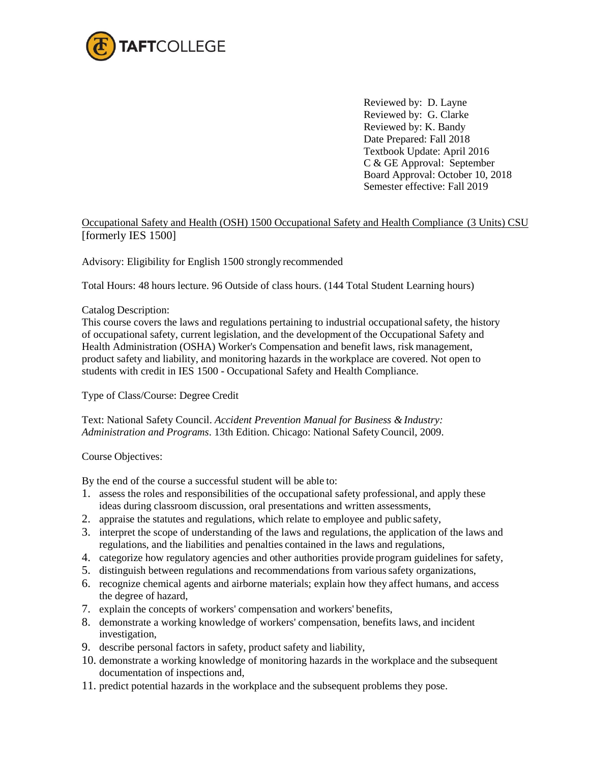TAFTCOLLEGE

Reviewed by: D. Layne
Reviewed by: G. Clarke
Reviewed by: K. Bandy
Date Prepared: Fall 2018
Textbook Update: April 2016
C & GE Approval: September
Board Approval: October 10, 2018
Semester effective: Fall 2019

Occupational Safety and Health (OSH) 1500 Occupational Safety and Health Compliance (3 Units) CSU
[formerly IES 1500]

Advisory: Eligibility for English 1500 strongly recommended

Total Hours: 48 hours lecture. 96 Outside of class hours. (144 Total Student Learning hours)

Catalog Description:
This course covers the laws and regulations pertaining to industrial occupational safety, the history of occupational safety, current legislation, and the development of the Occupational Safety and Health Administration (OSHA) Worker's Compensation and benefit laws, risk management, product safety and liability, and monitoring hazards in the workplace are covered. Not open to students with credit in IES 1500 - Occupational Safety and Health Compliance.

Type of Class/Course: Degree Credit

Text: National Safety Council. *Accident Prevention Manual for Business & Industry: Administration and Programs*. 13th Edition. Chicago: National Safety Council, 2009.

Course Objectives:

By the end of the course a successful student will be able to:

1. assess the roles and responsibilities of the occupational safety professional, and apply these ideas during classroom discussion, oral presentations and written assessments,
2. appraise the statutes and regulations, which relate to employee and public safety,
3. interpret the scope of understanding of the laws and regulations, the application of the laws and regulations, and the liabilities and penalties contained in the laws and regulations,
4. categorize how regulatory agencies and other authorities provide program guidelines for safety,
5. distinguish between regulations and recommendations from various safety organizations,
6. recognize chemical agents and airborne materials; explain how they affect humans, and access the degree of hazard,
7. explain the concepts of workers' compensation and workers' benefits,
8. demonstrate a working knowledge of workers' compensation, benefits laws, and incident investigation,
9. describe personal factors in safety, product safety and liability,
10. demonstrate a working knowledge of monitoring hazards in the workplace and the subsequent documentation of inspections and,
11. predict potential hazards in the workplace and the subsequent problems they pose.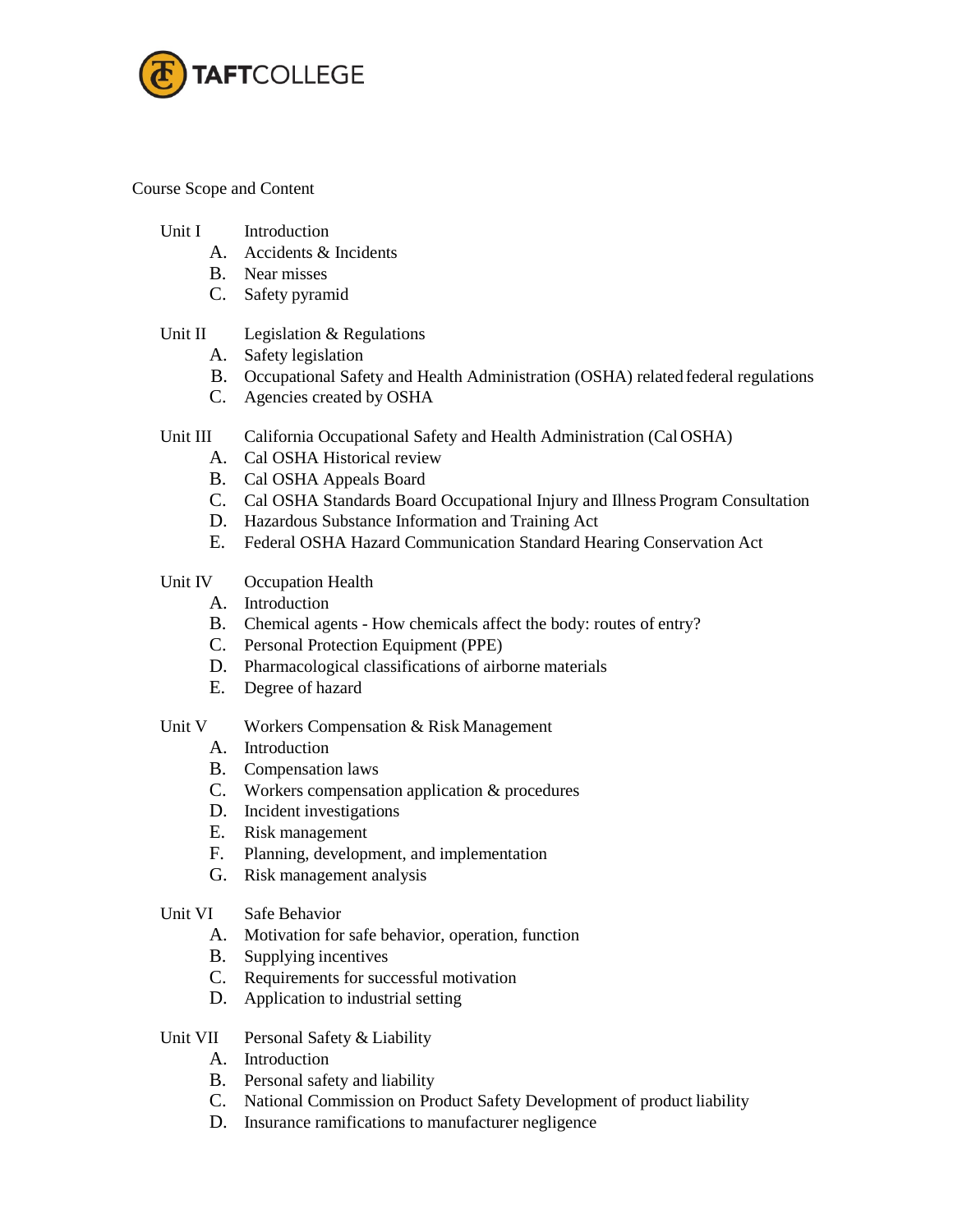Course Scope and Content

Unit I Introduction

- A. Accidents & Incidents
- B. Near misses
- C. Safety pyramid

Unit II Legislation & Regulations

- A. Safety legislation
- B. Occupational Safety and Health Administration (OSHA) related federal regulations
- C. Agencies created by OSHA

Unit III California Occupational Safety and Health Administration (Cal OSHA)

- A. Cal OSHA Historical review
- B. Cal OSHA Appeals Board
- C. Cal OSHA Standards Board Occupational Injury and Illness Program Consultation
- D. Hazardous Substance Information and Training Act
- E. Federal OSHA Hazard Communication Standard Hearing Conservation Act

Unit IV Occupation Health

- A. Introduction
- B. Chemical agents - How chemicals affect the body: routes of entry?
- C. Personal Protection Equipment (PPE)
- D. Pharmacological classifications of airborne materials
- E. Degree of hazard

Unit V Workers Compensation & Risk Management

- A. Introduction
- B. Compensation laws
- C. Workers compensation application & procedures
- D. Incident investigations
- E. Risk management
- F. Planning, development, and implementation
- G. Risk management analysis

Unit VI Safe Behavior

- A. Motivation for safe behavior, operation, function
- B. Supplying incentives
- C. Requirements for successful motivation
- D. Application to industrial setting

Unit VII Personal Safety & Liability

- A. Introduction
- B. Personal safety and liability
- C. National Commission on Product Safety Development of product liability
- D. Insurance ramifications to manufacturer negligence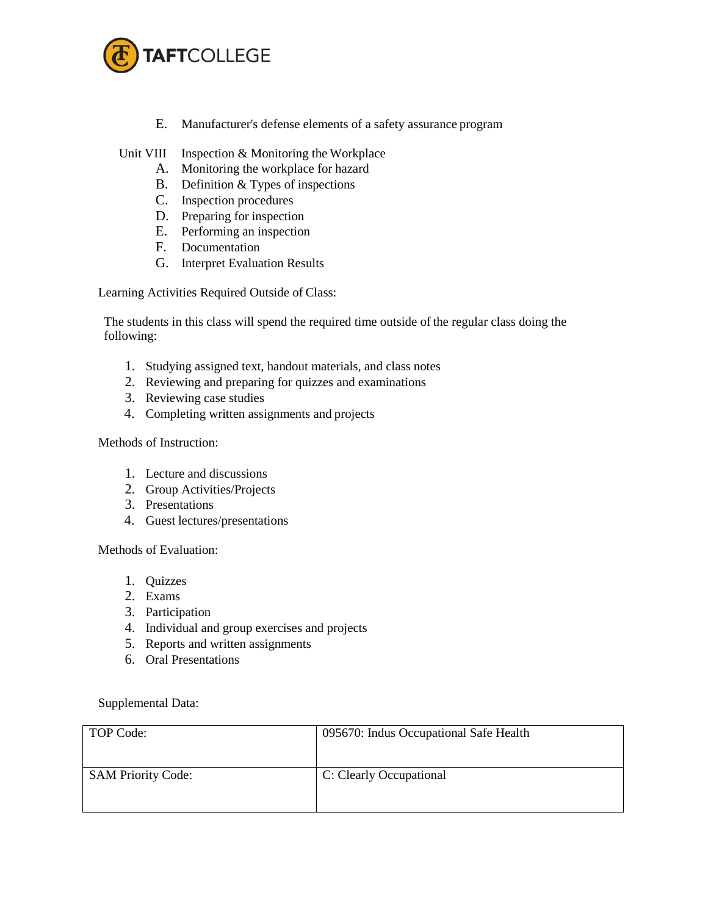E. Manufacturer's defense elements of a safety assurance program

Unit VIII Inspection & Monitoring the Workplace

A. Monitoring the workplace for hazard
B. Definition & Types of inspections
C. Inspection procedures
D. Preparing for inspection
E. Performing an inspection
F. Documentation
G. Interpret Evaluation Results

Learning Activities Required Outside of Class:

The students in this class will spend the required time outside of the regular class doing the following:

1. Studying assigned text, handout materials, and class notes
2. Reviewing and preparing for quizzes and examinations
3. Reviewing case studies
4. Completing written assignments and projects

Methods of Instruction:

1. Lecture and discussions
2. Group Activities/Projects
3. Presentations
4. Guest lectures/presentations

Methods of Evaluation:

1. Quizzes
2. Exams
3. Participation
4. Individual and group exercises and projects
5. Reports and written assignments
6. Oral Presentations

Supplemental Data:

| TOP Code: | 095670: Indus Occupational Safe Health |
|---|---|
| SAM Priority Code: | C: Clearly Occupational |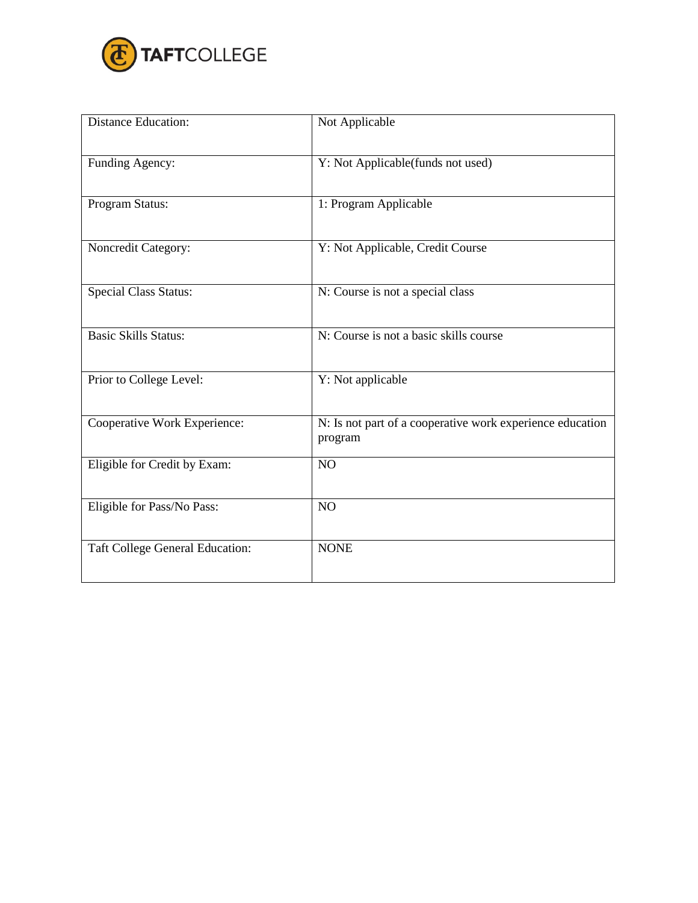| | |
|---|---|
| Distance Education: | Not Applicable |
| Funding Agency: | Y: Not Applicable(funds not used) |
| Program Status: | 1: Program Applicable |
| Noncredit Category: | Y: Not Applicable, Credit Course |
| Special Class Status: | N: Course is not a special class |
| Basic Skills Status: | N: Course is not a basic skills course |
| Prior to College Level: | Y: Not applicable |
| Cooperative Work Experience: | N: Is not part of a cooperative work experience education program |
| Eligible for Credit by Exam: | NO |
| Eligible for Pass/No Pass: | NO |
| Taft College General Education: | NONE |